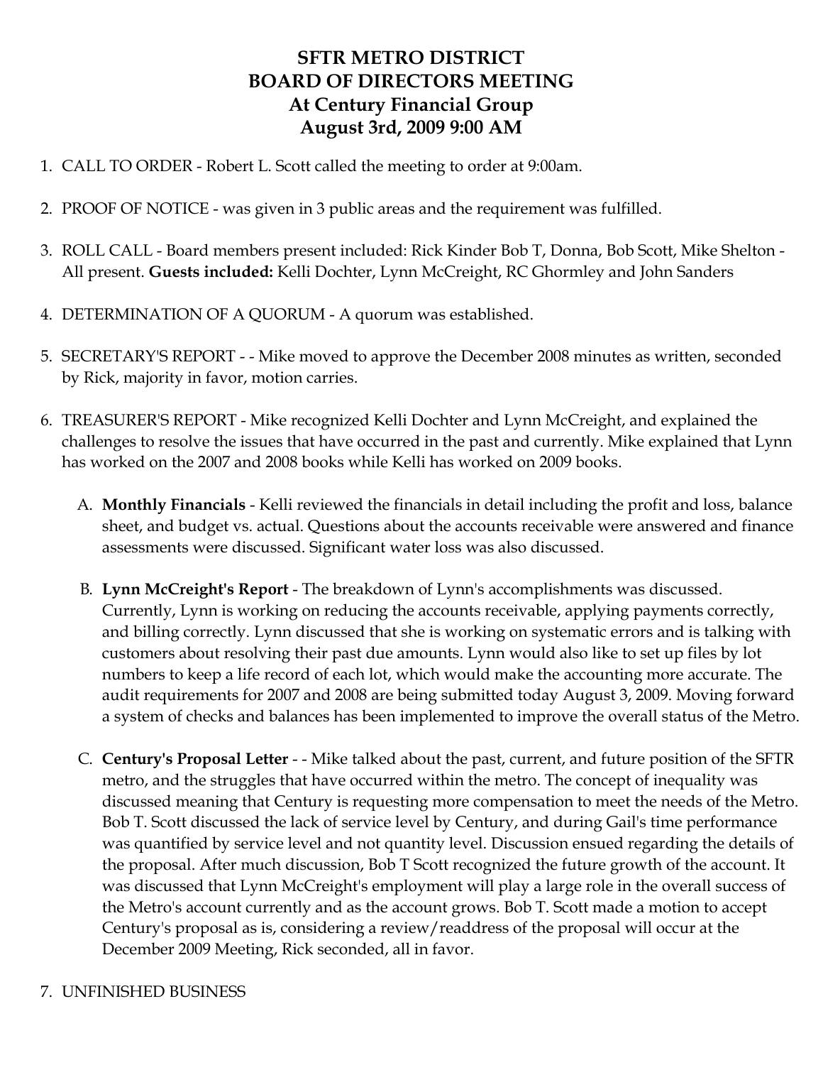# SFTR METRO DISTRICT
# BOARD OF DIRECTORS MEETING
# At Century Financial Group
# August 3rd, 2009 9:00 AM

1. CALL TO ORDER - Robert L. Scott called the meeting to order at 9:00am.

2. PROOF OF NOTICE - was given in 3 public areas and the requirement was fulfilled.

3. ROLL CALL - Board members present included: Rick Kinder Bob T, Donna, Bob Scott, Mike Shelton - All present. **Guests included:** Kelli Dochter, Lynn McCreight, RC Ghormley and John Sanders

4. DETERMINATION OF A QUORUM - A quorum was established.

5. SECRETARY'S REPORT - - Mike moved to approve the December 2008 minutes as written, seconded by Rick, majority in favor, motion carries.

6. TREASURER'S REPORT - Mike recognized Kelli Dochter and Lynn McCreight, and explained the challenges to resolve the issues that have occurred in the past and currently. Mike explained that Lynn has worked on the 2007 and 2008 books while Kelli has worked on 2009 books.

   A. **Monthly Financials** - Kelli reviewed the financials in detail including the profit and loss, balance sheet, and budget vs. actual. Questions about the accounts receivable were answered and finance assessments were discussed. Significant water loss was also discussed.

   B. **Lynn McCreight's Report** - The breakdown of Lynn's accomplishments was discussed. Currently, Lynn is working on reducing the accounts receivable, applying payments correctly, and billing correctly. Lynn discussed that she is working on systematic errors and is talking with customers about resolving their past due amounts. Lynn would also like to set up files by lot numbers to keep a life record of each lot, which would make the accounting more accurate. The audit requirements for 2007 and 2008 are being submitted today August 3, 2009. Moving forward a system of checks and balances has been implemented to improve the overall status of the Metro.

   C. **Century's Proposal Letter** - - Mike talked about the past, current, and future position of the SFTR metro, and the struggles that have occurred within the metro. The concept of inequality was discussed meaning that Century is requesting more compensation to meet the needs of the Metro. Bob T. Scott discussed the lack of service level by Century, and during Gail's time performance was quantified by service level and not quantity level. Discussion ensued regarding the details of the proposal. After much discussion, Bob T Scott recognized the future growth of the account. It was discussed that Lynn McCreight's employment will play a large role in the overall success of the Metro's account currently and as the account grows. Bob T. Scott made a motion to accept Century's proposal as is, considering a review/readdress of the proposal will occur at the December 2009 Meeting, Rick seconded, all in favor.

7. UNFINISHED BUSINESS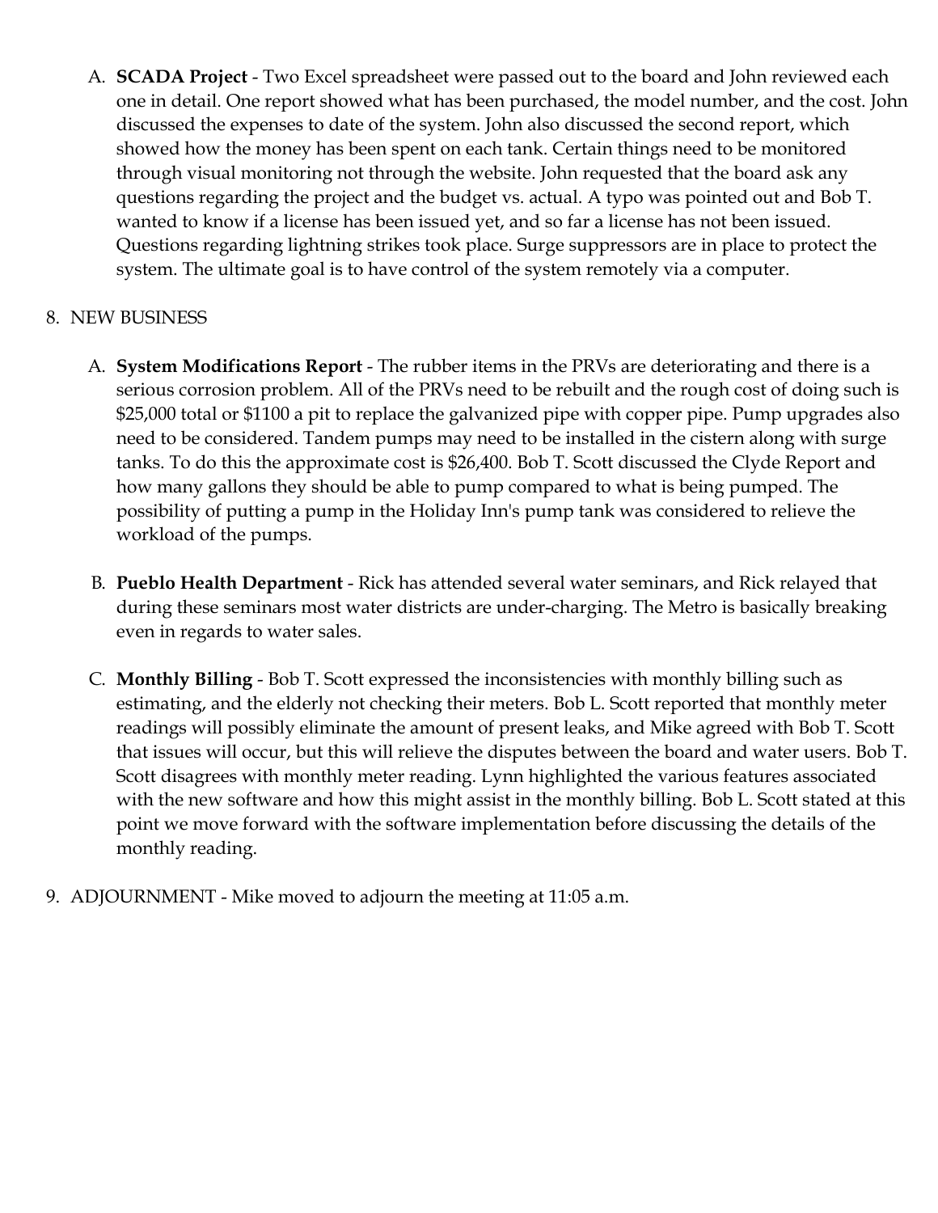A. **SCADA Project** - Two Excel spreadsheet were passed out to the board and John reviewed each one in detail. One report showed what has been purchased, the model number, and the cost. John discussed the expenses to date of the system. John also discussed the second report, which showed how the money has been spent on each tank. Certain things need to be monitored through visual monitoring not through the website. John requested that the board ask any questions regarding the project and the budget vs. actual. A typo was pointed out and Bob T. wanted to know if a license has been issued yet, and so far a license has not been issued. Questions regarding lightning strikes took place. Surge suppressors are in place to protect the system. The ultimate goal is to have control of the system remotely via a computer.

8. NEW BUSINESS

A. **System Modifications Report** - The rubber items in the PRVs are deteriorating and there is a serious corrosion problem. All of the PRVs need to be rebuilt and the rough cost of doing such is $25,000 total or $1100 a pit to replace the galvanized pipe with copper pipe. Pump upgrades also need to be considered. Tandem pumps may need to be installed in the cistern along with surge tanks. To do this the approximate cost is $26,400. Bob T. Scott discussed the Clyde Report and how many gallons they should be able to pump compared to what is being pumped. The possibility of putting a pump in the Holiday Inn's pump tank was considered to relieve the workload of the pumps.

B. **Pueblo Health Department** - Rick has attended several water seminars, and Rick relayed that during these seminars most water districts are under-charging. The Metro is basically breaking even in regards to water sales.

C. **Monthly Billing** - Bob T. Scott expressed the inconsistencies with monthly billing such as estimating, and the elderly not checking their meters. Bob L. Scott reported that monthly meter readings will possibly eliminate the amount of present leaks, and Mike agreed with Bob T. Scott that issues will occur, but this will relieve the disputes between the board and water users. Bob T. Scott disagrees with monthly meter reading. Lynn highlighted the various features associated with the new software and how this might assist in the monthly billing. Bob L. Scott stated at this point we move forward with the software implementation before discussing the details of the monthly reading.

9. ADJOURNMENT - Mike moved to adjourn the meeting at 11:05 a.m.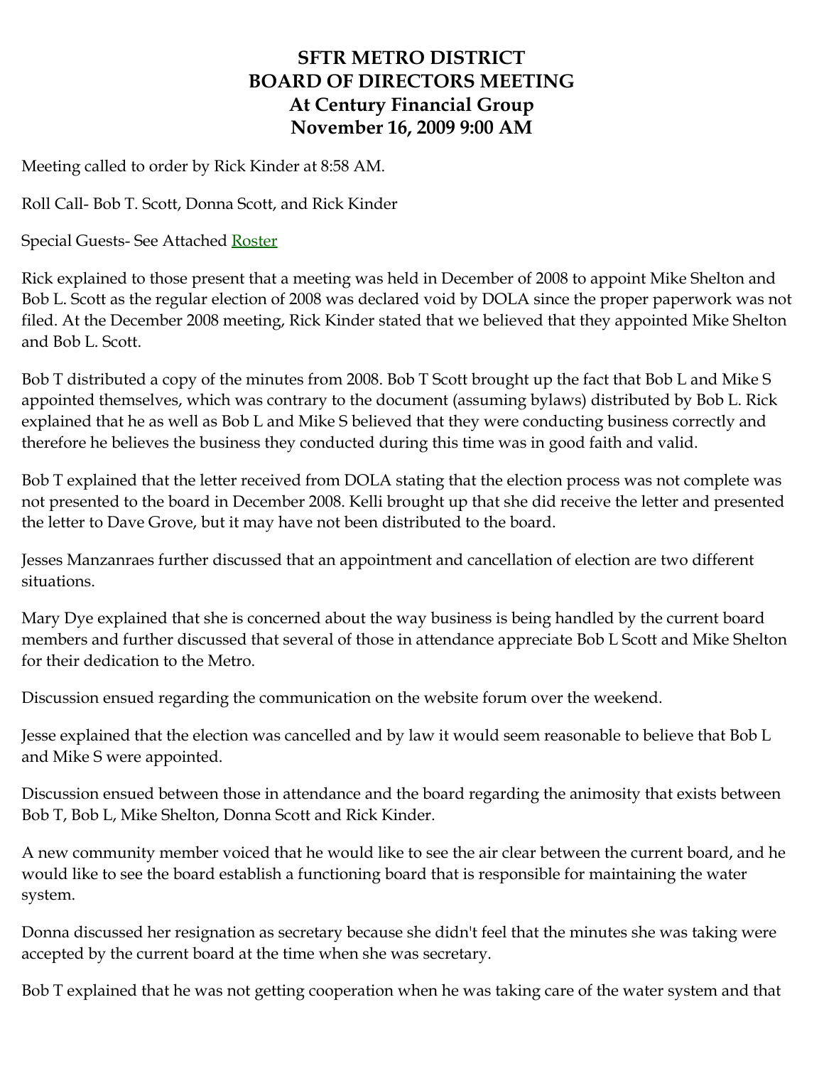# SFTR METRO DISTRICT
# BOARD OF DIRECTORS MEETING
# At Century Financial Group
# November 16, 2009 9:00 AM

Meeting called to order by Rick Kinder at 8:58 AM.

Roll Call- Bob T. Scott, Donna Scott, and Rick Kinder

Special Guests- See Attached Roster

Rick explained to those present that a meeting was held in December of 2008 to appoint Mike Shelton and Bob L. Scott as the regular election of 2008 was declared void by DOLA since the proper paperwork was not filed. At the December 2008 meeting, Rick Kinder stated that we believed that they appointed Mike Shelton and Bob L. Scott.

Bob T distributed a copy of the minutes from 2008. Bob T Scott brought up the fact that Bob L and Mike S appointed themselves, which was contrary to the document (assuming bylaws) distributed by Bob L. Rick explained that he as well as Bob L and Mike S believed that they were conducting business correctly and therefore he believes the business they conducted during this time was in good faith and valid.

Bob T explained that the letter received from DOLA stating that the election process was not complete was not presented to the board in December 2008. Kelli brought up that she did receive the letter and presented the letter to Dave Grove, but it may have not been distributed to the board.

Jesses Manzanraes further discussed that an appointment and cancellation of election are two different situations.

Mary Dye explained that she is concerned about the way business is being handled by the current board members and further discussed that several of those in attendance appreciate Bob L Scott and Mike Shelton for their dedication to the Metro.

Discussion ensued regarding the communication on the website forum over the weekend.

Jesse explained that the election was cancelled and by law it would seem reasonable to believe that Bob L and Mike S were appointed.

Discussion ensued between those in attendance and the board regarding the animosity that exists between Bob T, Bob L, Mike Shelton, Donna Scott and Rick Kinder.

A new community member voiced that he would like to see the air clear between the current board, and he would like to see the board establish a functioning board that is responsible for maintaining the water system.

Donna discussed her resignation as secretary because she didn't feel that the minutes she was taking were accepted by the current board at the time when she was secretary.

Bob T explained that he was not getting cooperation when he was taking care of the water system and that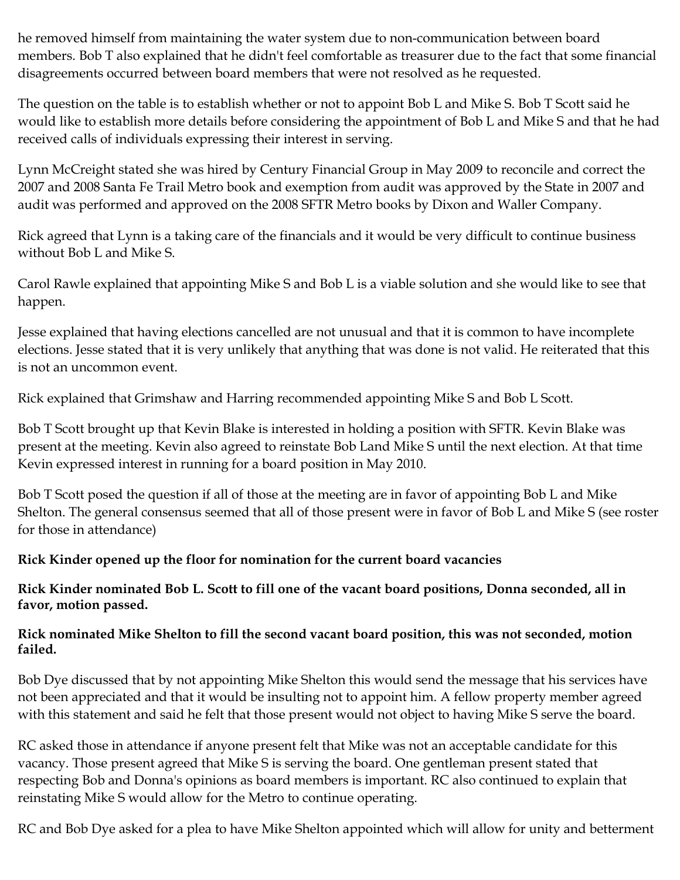he removed himself from maintaining the water system due to non-communication between board members. Bob T also explained that he didn't feel comfortable as treasurer due to the fact that some financial disagreements occurred between board members that were not resolved as he requested.

The question on the table is to establish whether or not to appoint Bob L and Mike S. Bob T Scott said he would like to establish more details before considering the appointment of Bob L and Mike S and that he had received calls of individuals expressing their interest in serving.

Lynn McCreight stated she was hired by Century Financial Group in May 2009 to reconcile and correct the 2007 and 2008 Santa Fe Trail Metro book and exemption from audit was approved by the State in 2007 and audit was performed and approved on the 2008 SFTR Metro books by Dixon and Waller Company.

Rick agreed that Lynn is a taking care of the financials and it would be very difficult to continue business without Bob L and Mike S.

Carol Rawle explained that appointing Mike S and Bob L is a viable solution and she would like to see that happen.

Jesse explained that having elections cancelled are not unusual and that it is common to have incomplete elections. Jesse stated that it is very unlikely that anything that was done is not valid. He reiterated that this is not an uncommon event.

Rick explained that Grimshaw and Harring recommended appointing Mike S and Bob L Scott.

Bob T Scott brought up that Kevin Blake is interested in holding a position with SFTR. Kevin Blake was present at the meeting. Kevin also agreed to reinstate Bob Land Mike S until the next election. At that time Kevin expressed interest in running for a board position in May 2010.

Bob T Scott posed the question if all of those at the meeting are in favor of appointing Bob L and Mike Shelton. The general consensus seemed that all of those present were in favor of Bob L and Mike S (see roster for those in attendance)

**Rick Kinder opened up the floor for nomination for the current board vacancies**

**Rick Kinder nominated Bob L. Scott to fill one of the vacant board positions, Donna seconded, all in favor, motion passed.**

**Rick nominated Mike Shelton to fill the second vacant board position, this was not seconded, motion failed.**

Bob Dye discussed that by not appointing Mike Shelton this would send the message that his services have not been appreciated and that it would be insulting not to appoint him. A fellow property member agreed with this statement and said he felt that those present would not object to having Mike S serve the board.

RC asked those in attendance if anyone present felt that Mike was not an acceptable candidate for this vacancy. Those present agreed that Mike S is serving the board. One gentleman present stated that respecting Bob and Donna's opinions as board members is important. RC also continued to explain that reinstating Mike S would allow for the Metro to continue operating.

RC and Bob Dye asked for a plea to have Mike Shelton appointed which will allow for unity and betterment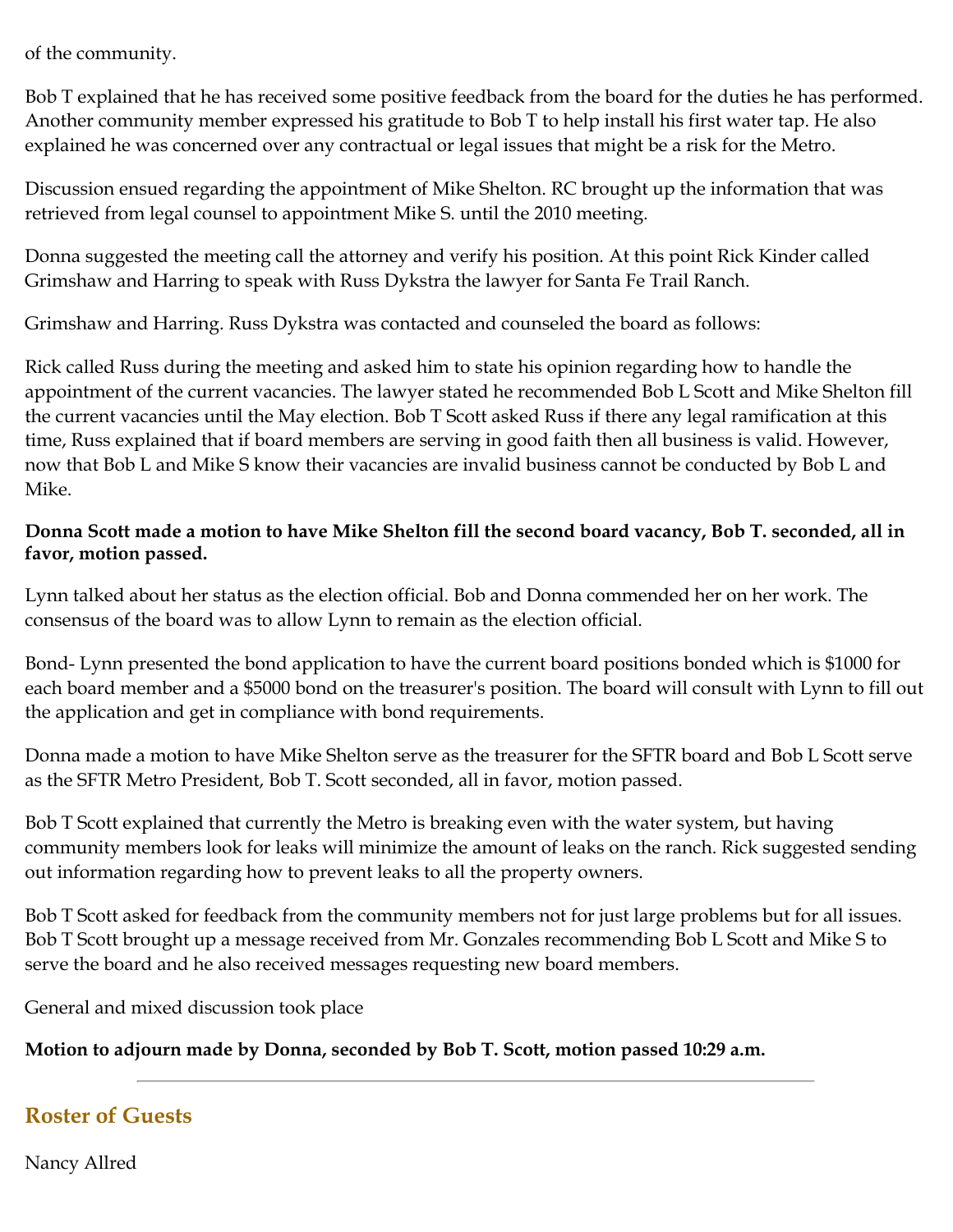of the community.

Bob T explained that he has received some positive feedback from the board for the duties he has performed. Another community member expressed his gratitude to Bob T to help install his first water tap. He also explained he was concerned over any contractual or legal issues that might be a risk for the Metro.

Discussion ensued regarding the appointment of Mike Shelton. RC brought up the information that was retrieved from legal counsel to appointment Mike S. until the 2010 meeting.

Donna suggested the meeting call the attorney and verify his position. At this point Rick Kinder called Grimshaw and Harring to speak with Russ Dykstra the lawyer for Santa Fe Trail Ranch.

Grimshaw and Harring. Russ Dykstra was contacted and counseled the board as follows:

Rick called Russ during the meeting and asked him to state his opinion regarding how to handle the appointment of the current vacancies. The lawyer stated he recommended Bob L Scott and Mike Shelton fill the current vacancies until the May election. Bob T Scott asked Russ if there any legal ramification at this time, Russ explained that if board members are serving in good faith then all business is valid. However, now that Bob L and Mike S know their vacancies are invalid business cannot be conducted by Bob L and Mike.

**Donna Scott made a motion to have Mike Shelton fill the second board vacancy, Bob T. seconded, all in favor, motion passed.**

Lynn talked about her status as the election official. Bob and Donna commended her on her work. The consensus of the board was to allow Lynn to remain as the election official.

Bond- Lynn presented the bond application to have the current board positions bonded which is $1000 for each board member and a $5000 bond on the treasurer's position. The board will consult with Lynn to fill out the application and get in compliance with bond requirements.

Donna made a motion to have Mike Shelton serve as the treasurer for the SFTR board and Bob L Scott serve as the SFTR Metro President, Bob T. Scott seconded, all in favor, motion passed.

Bob T Scott explained that currently the Metro is breaking even with the water system, but having community members look for leaks will minimize the amount of leaks on the ranch. Rick suggested sending out information regarding how to prevent leaks to all the property owners.

Bob T Scott asked for feedback from the community members not for just large problems but for all issues. Bob T Scott brought up a message received from Mr. Gonzales recommending Bob L Scott and Mike S to serve the board and he also received messages requesting new board members.

General and mixed discussion took place

**Motion to adjourn made by Donna, seconded by Bob T. Scott, motion passed 10:29 a.m.**

---

## Roster of Guests

Nancy Allred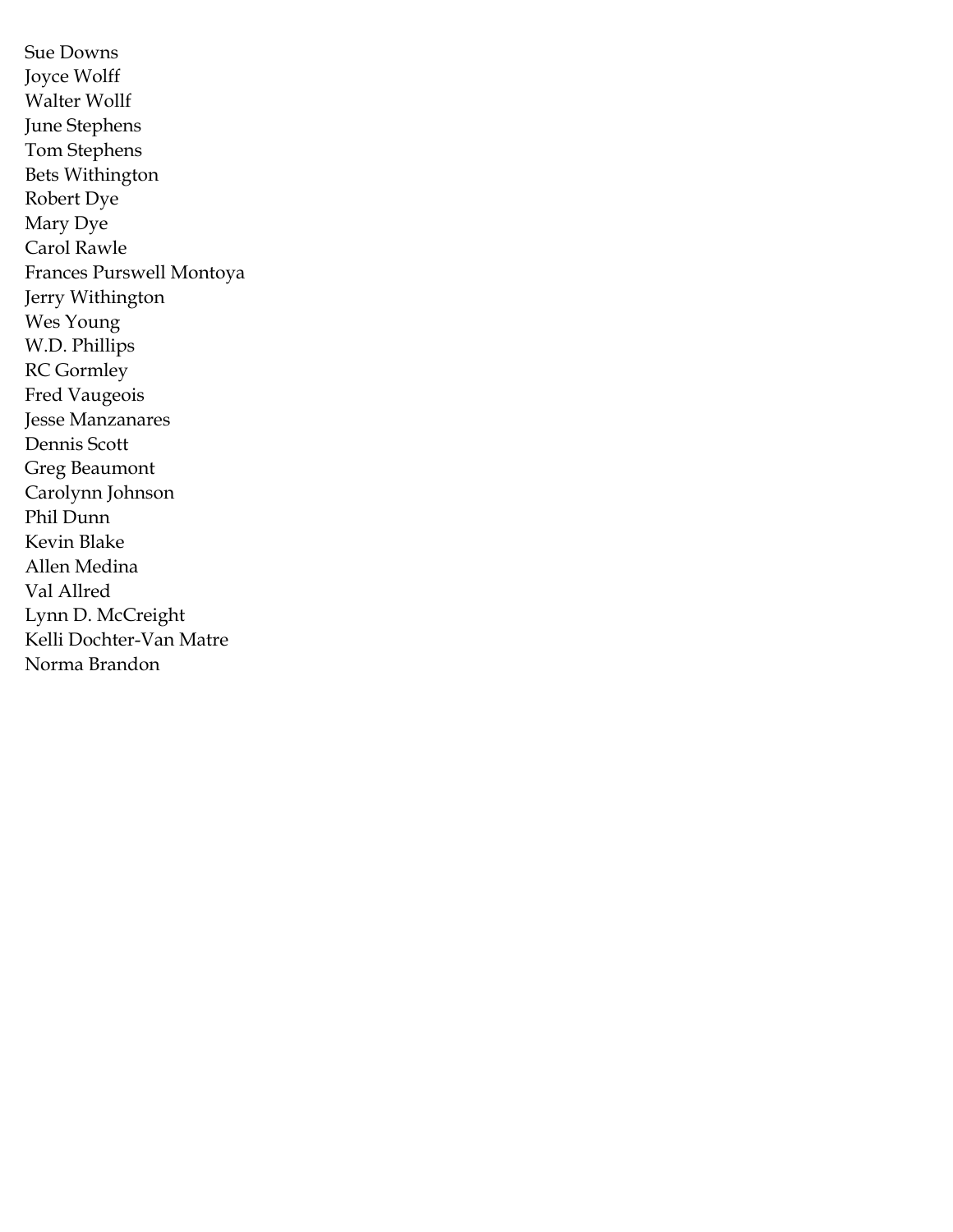Sue Downs
Joyce Wolff
Walter Wollf
June Stephens
Tom Stephens
Bets Withington
Robert Dye
Mary Dye
Carol Rawle
Frances Purswell Montoya
Jerry Withington
Wes Young
W.D. Phillips
RC Gormley
Fred Vaugeois
Jesse Manzanares
Dennis Scott
Greg Beaumont
Carolynn Johnson
Phil Dunn
Kevin Blake
Allen Medina
Val Allred
Lynn D. McCreight
Kelli Dochter-Van Matre
Norma Brandon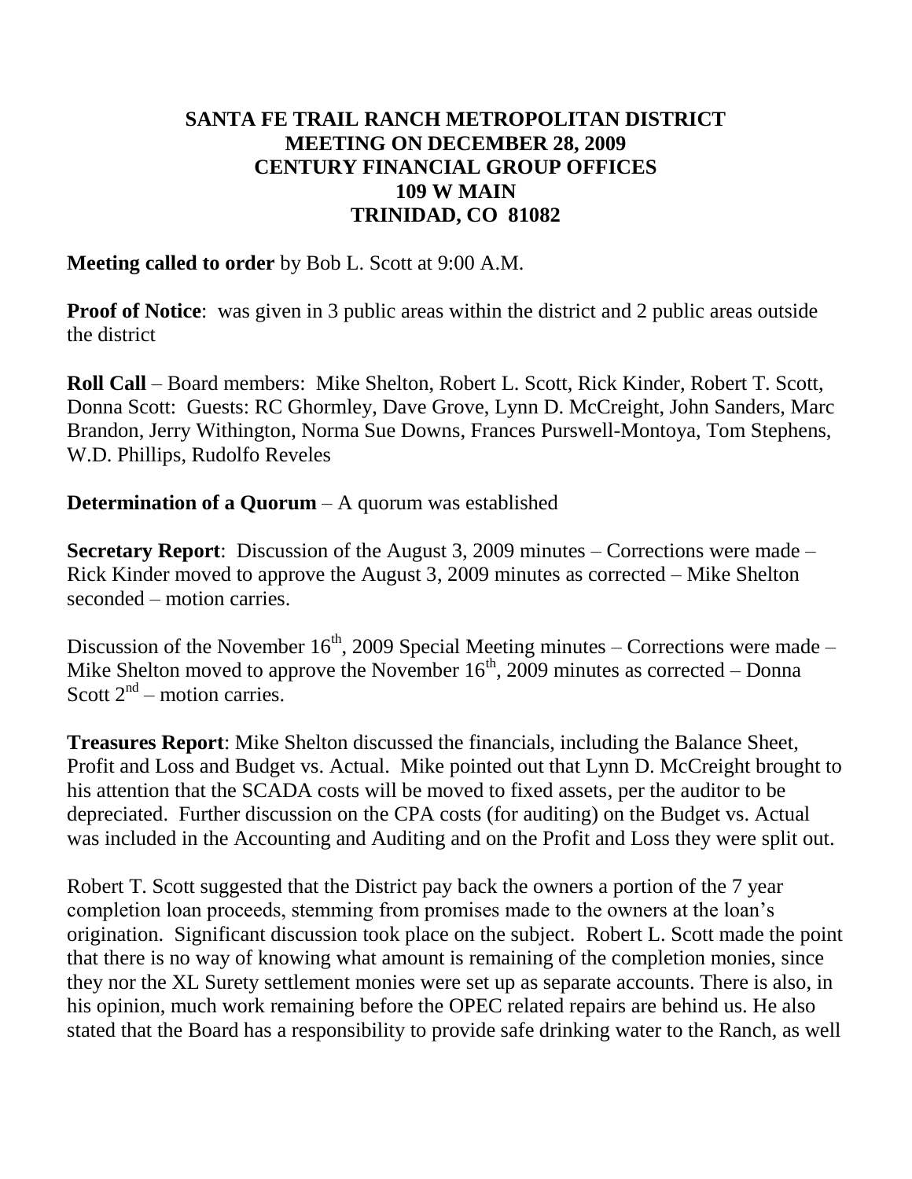**SANTA FE TRAIL RANCH METROPOLITAN DISTRICT**
**MEETING ON DECEMBER 28, 2009**
**CENTURY FINANCIAL GROUP OFFICES**
**109 W MAIN**
**TRINIDAD, CO 81082**

**Meeting called to order** by Bob L. Scott at 9:00 A.M.

**Proof of Notice**: was given in 3 public areas within the district and 2 public areas outside the district

**Roll Call** – Board members: Mike Shelton, Robert L. Scott, Rick Kinder, Robert T. Scott, Donna Scott: Guests: RC Ghormley, Dave Grove, Lynn D. McCreight, John Sanders, Marc Brandon, Jerry Withington, Norma Sue Downs, Frances Purswell-Montoya, Tom Stephens, W.D. Phillips, Rudolfo Reveles

**Determination of a Quorum** – A quorum was established

**Secretary Report**: Discussion of the August 3, 2009 minutes – Corrections were made – Rick Kinder moved to approve the August 3, 2009 minutes as corrected – Mike Shelton seconded – motion carries.

Discussion of the November 16th, 2009 Special Meeting minutes – Corrections were made – Mike Shelton moved to approve the November 16th, 2009 minutes as corrected – Donna Scott 2nd – motion carries.

**Treasures Report**: Mike Shelton discussed the financials, including the Balance Sheet, Profit and Loss and Budget vs. Actual. Mike pointed out that Lynn D. McCreight brought to his attention that the SCADA costs will be moved to fixed assets, per the auditor to be depreciated. Further discussion on the CPA costs (for auditing) on the Budget vs. Actual was included in the Accounting and Auditing and on the Profit and Loss they were split out.

Robert T. Scott suggested that the District pay back the owners a portion of the 7 year completion loan proceeds, stemming from promises made to the owners at the loan's origination. Significant discussion took place on the subject. Robert L. Scott made the point that there is no way of knowing what amount is remaining of the completion monies, since they nor the XL Surety settlement monies were set up as separate accounts. There is also, in his opinion, much work remaining before the OPEC related repairs are behind us. He also stated that the Board has a responsibility to provide safe drinking water to the Ranch, as well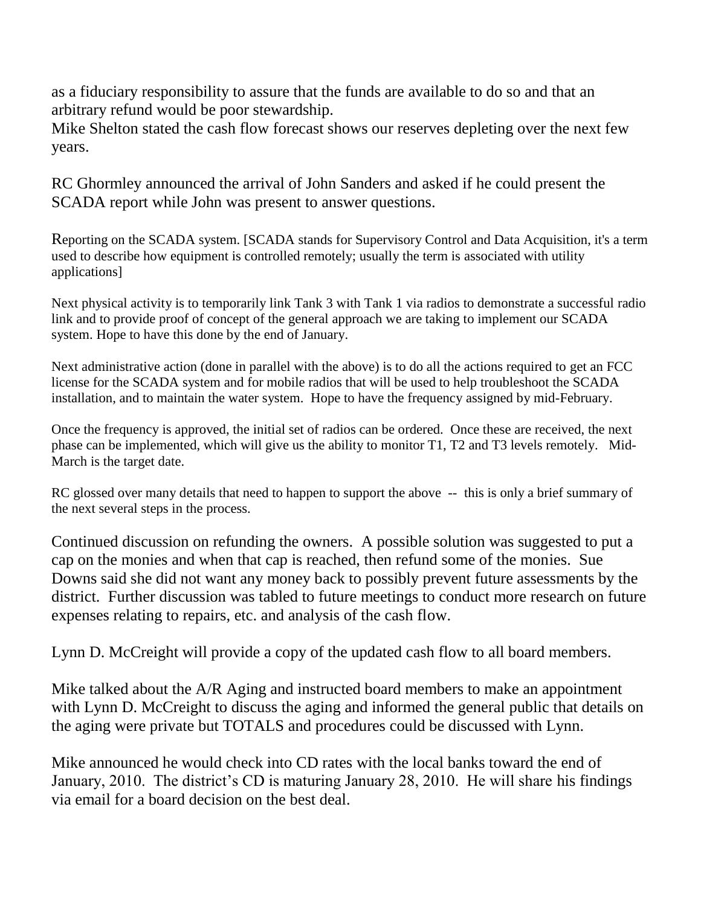as a fiduciary responsibility to assure that the funds are available to do so and that an arbitrary refund would be poor stewardship.
Mike Shelton stated the cash flow forecast shows our reserves depleting over the next few years.

RC Ghormley announced the arrival of John Sanders and asked if he could present the SCADA report while John was present to answer questions.

Reporting on the SCADA system. [SCADA stands for Supervisory Control and Data Acquisition, it's a term used to describe how equipment is controlled remotely; usually the term is associated with utility applications]

Next physical activity is to temporarily link Tank 3 with Tank 1 via radios to demonstrate a successful radio link and to provide proof of concept of the general approach we are taking to implement our SCADA system. Hope to have this done by the end of January.

Next administrative action (done in parallel with the above) is to do all the actions required to get an FCC license for the SCADA system and for mobile radios that will be used to help troubleshoot the SCADA installation, and to maintain the water system. Hope to have the frequency assigned by mid-February.

Once the frequency is approved, the initial set of radios can be ordered. Once these are received, the next phase can be implemented, which will give us the ability to monitor T1, T2 and T3 levels remotely. Mid-March is the target date.

RC glossed over many details that need to happen to support the above -- this is only a brief summary of the next several steps in the process.

Continued discussion on refunding the owners. A possible solution was suggested to put a cap on the monies and when that cap is reached, then refund some of the monies. Sue Downs said she did not want any money back to possibly prevent future assessments by the district. Further discussion was tabled to future meetings to conduct more research on future expenses relating to repairs, etc. and analysis of the cash flow.

Lynn D. McCreight will provide a copy of the updated cash flow to all board members.

Mike talked about the A/R Aging and instructed board members to make an appointment with Lynn D. McCreight to discuss the aging and informed the general public that details on the aging were private but TOTALS and procedures could be discussed with Lynn.

Mike announced he would check into CD rates with the local banks toward the end of January, 2010. The district's CD is maturing January 28, 2010. He will share his findings via email for a board decision on the best deal.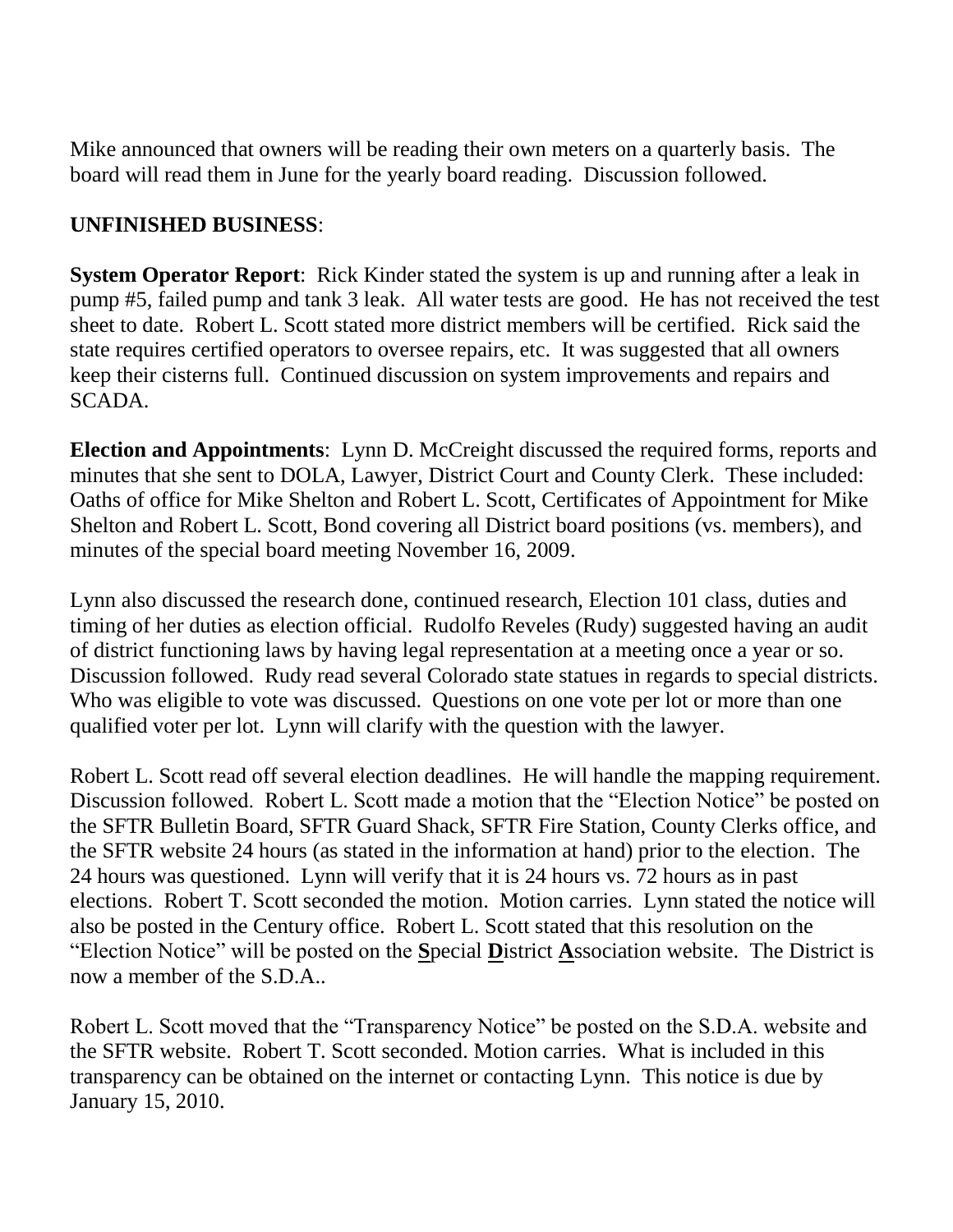Mike announced that owners will be reading their own meters on a quarterly basis. The board will read them in June for the yearly board reading. Discussion followed.

**UNFINISHED BUSINESS**:

**System Operator Report**: Rick Kinder stated the system is up and running after a leak in pump #5, failed pump and tank 3 leak. All water tests are good. He has not received the test sheet to date. Robert L. Scott stated more district members will be certified. Rick said the state requires certified operators to oversee repairs, etc. It was suggested that all owners keep their cisterns full. Continued discussion on system improvements and repairs and SCADA.

**Election and Appointments**: Lynn D. McCreight discussed the required forms, reports and minutes that she sent to DOLA, Lawyer, District Court and County Clerk. These included: Oaths of office for Mike Shelton and Robert L. Scott, Certificates of Appointment for Mike Shelton and Robert L. Scott, Bond covering all District board positions (vs. members), and minutes of the special board meeting November 16, 2009.

Lynn also discussed the research done, continued research, Election 101 class, duties and timing of her duties as election official. Rudolfo Reveles (Rudy) suggested having an audit of district functioning laws by having legal representation at a meeting once a year or so. Discussion followed. Rudy read several Colorado state statues in regards to special districts. Who was eligible to vote was discussed. Questions on one vote per lot or more than one qualified voter per lot. Lynn will clarify with the question with the lawyer.

Robert L. Scott read off several election deadlines. He will handle the mapping requirement. Discussion followed. Robert L. Scott made a motion that the "Election Notice" be posted on the SFTR Bulletin Board, SFTR Guard Shack, SFTR Fire Station, County Clerks office, and the SFTR website 24 hours (as stated in the information at hand) prior to the election. The 24 hours was questioned. Lynn will verify that it is 24 hours vs. 72 hours as in past elections. Robert T. Scott seconded the motion. Motion carries. Lynn stated the notice will also be posted in the Century office. Robert L. Scott stated that this resolution on the "Election Notice" will be posted on the **S**pecial **D**istrict **A**ssociation website. The District is now a member of the S.D.A..

Robert L. Scott moved that the "Transparency Notice" be posted on the S.D.A. website and the SFTR website. Robert T. Scott seconded. Motion carries. What is included in this transparency can be obtained on the internet or contacting Lynn. This notice is due by January 15, 2010.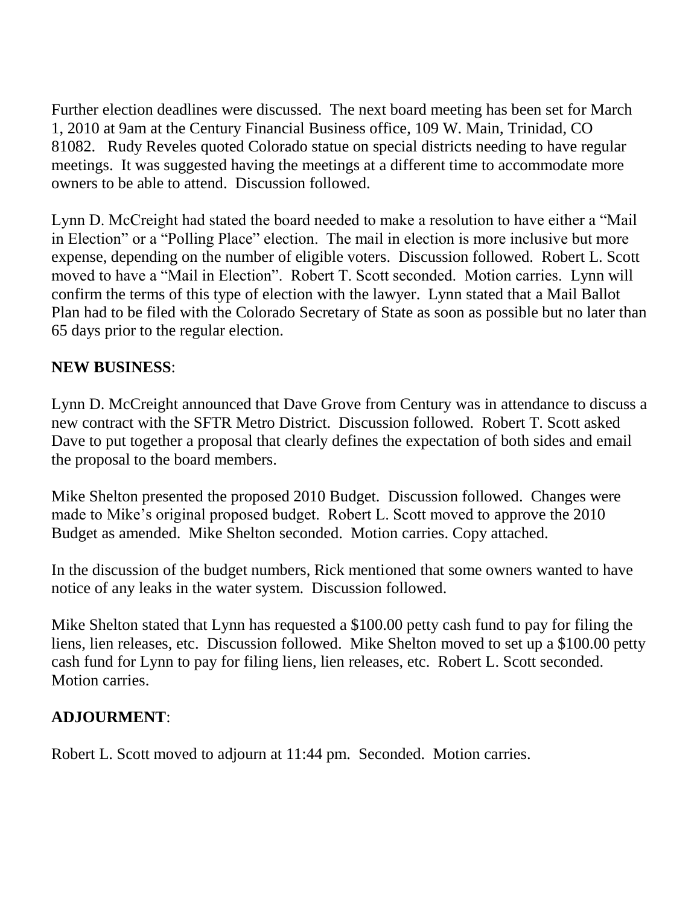Further election deadlines were discussed. The next board meeting has been set for March 1, 2010 at 9am at the Century Financial Business office, 109 W. Main, Trinidad, CO 81082. Rudy Reveles quoted Colorado statue on special districts needing to have regular meetings. It was suggested having the meetings at a different time to accommodate more owners to be able to attend. Discussion followed.

Lynn D. McCreight had stated the board needed to make a resolution to have either a "Mail in Election" or a "Polling Place" election. The mail in election is more inclusive but more expense, depending on the number of eligible voters. Discussion followed. Robert L. Scott moved to have a "Mail in Election". Robert T. Scott seconded. Motion carries. Lynn will confirm the terms of this type of election with the lawyer. Lynn stated that a Mail Ballot Plan had to be filed with the Colorado Secretary of State as soon as possible but no later than 65 days prior to the regular election.

**NEW BUSINESS**:

Lynn D. McCreight announced that Dave Grove from Century was in attendance to discuss a new contract with the SFTR Metro District. Discussion followed. Robert T. Scott asked Dave to put together a proposal that clearly defines the expectation of both sides and email the proposal to the board members.

Mike Shelton presented the proposed 2010 Budget. Discussion followed. Changes were made to Mike's original proposed budget. Robert L. Scott moved to approve the 2010 Budget as amended. Mike Shelton seconded. Motion carries. Copy attached.

In the discussion of the budget numbers, Rick mentioned that some owners wanted to have notice of any leaks in the water system. Discussion followed.

Mike Shelton stated that Lynn has requested a $100.00 petty cash fund to pay for filing the liens, lien releases, etc. Discussion followed. Mike Shelton moved to set up a $100.00 petty cash fund for Lynn to pay for filing liens, lien releases, etc. Robert L. Scott seconded. Motion carries.

**ADJOURMENT**:

Robert L. Scott moved to adjourn at 11:44 pm. Seconded. Motion carries.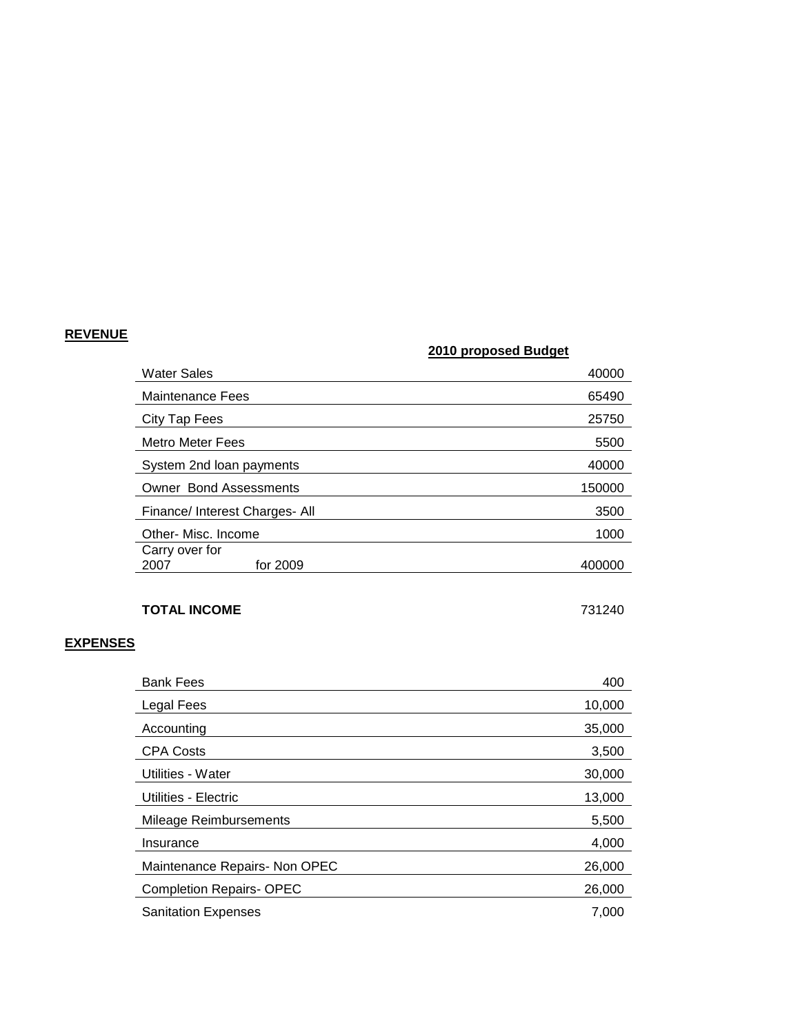**REVENUE**

| | 2010 proposed Budget |
|---|---|
| Water Sales | 40000 |
| Maintenance Fees | 65490 |
| City Tap Fees | 25750 |
| Metro Meter Fees | 5500 |
| System 2nd loan payments | 40000 |
| Owner Bond Assessments | 150000 |
| Finance/ Interest Charges- All | 3500 |
| Other- Misc. Income | 1000 |
| Carry over for 2007 for 2009 | 400000 |
| **TOTAL INCOME** | 731240 |

**EXPENSES**

| | |
|---|---|
| Bank Fees | 400 |
| Legal Fees | 10,000 |
| Accounting | 35,000 |
| CPA Costs | 3,500 |
| Utilities - Water | 30,000 |
| Utilities - Electric | 13,000 |
| Mileage Reimbursements | 5,500 |
| Insurance | 4,000 |
| Maintenance Repairs- Non OPEC | 26,000 |
| Completion Repairs- OPEC | 26,000 |
| Sanitation Expenses | 7,000 |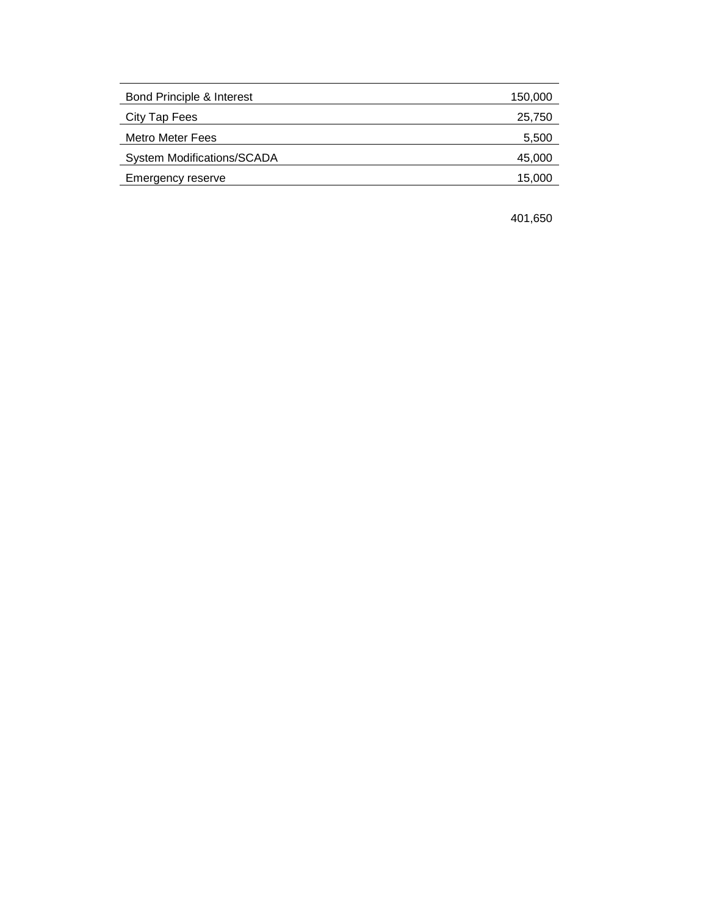| | |
|---|---|
| Bond Principle & Interest | 150,000 |
| City Tap Fees | 25,750 |
| Metro Meter Fees | 5,500 |
| System Modifications/SCADA | 45,000 |
| Emergency reserve | 15,000 |

401,650